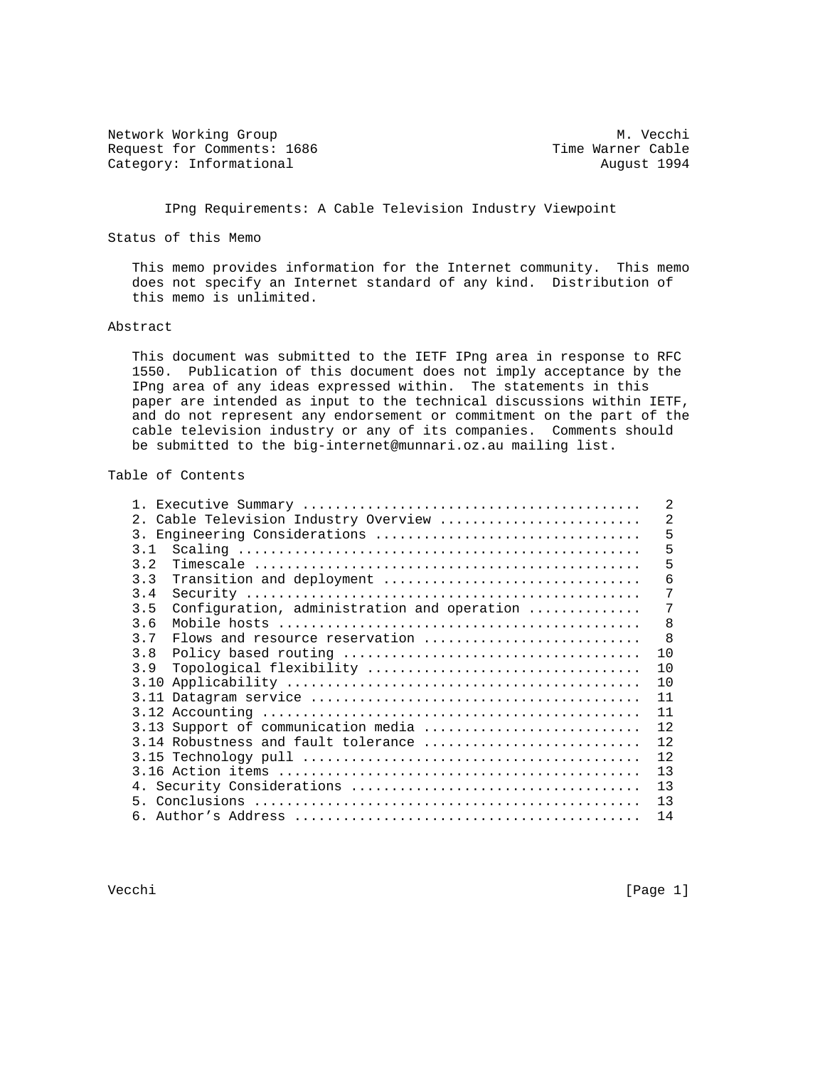Network Working Group M. Vecchi
Request for Comments: 1686 Time Warner Cable
Category: Informational August 1994

# IPng Requirements: A Cable Television Industry Viewpoint

## Status of this Memo

This memo provides information for the Internet community. This memo does not specify an Internet standard of any kind. Distribution of this memo is unlimited.

## Abstract

This document was submitted to the IETF IPng area in response to RFC 1550. Publication of this document does not imply acceptance by the IPng area of any ideas expressed within. The statements in this paper are intended as input to the technical discussions within IETF, and do not represent any endorsement or commitment on the part of the cable television industry or any of its companies. Comments should be submitted to the big-internet@munnari.oz.au mailing list.

## Table of Contents

```
   1. Executive Summary .........................................   2
   2. Cable Television Industry Overview ........................   2
   3. Engineering Considerations ................................   5
   3.1  Scaling .................................................   5
   3.2  Timescale ...............................................   5
   3.3  Transition and deployment ...............................   6
   3.4  Security ................................................   7
   3.5  Configuration, administration and operation .............   7
   3.6  Mobile hosts ............................................   8
   3.7  Flows and resource reservation ..........................   8
   3.8  Policy based routing ....................................  10
   3.9  Topological flexibility .................................  10
   3.10 Applicability ...........................................  10
   3.11 Datagram service ........................................  11
   3.12 Accounting ..............................................  11
   3.13 Support of communication media ..........................  12
   3.14 Robustness and fault tolerance ..........................  12
   3.15 Technology pull .........................................  12
   3.16 Action items ............................................  13
   4. Security Considerations ...................................  13
   5. Conclusions ...............................................  13
   6. Author's Address ..........................................  14
```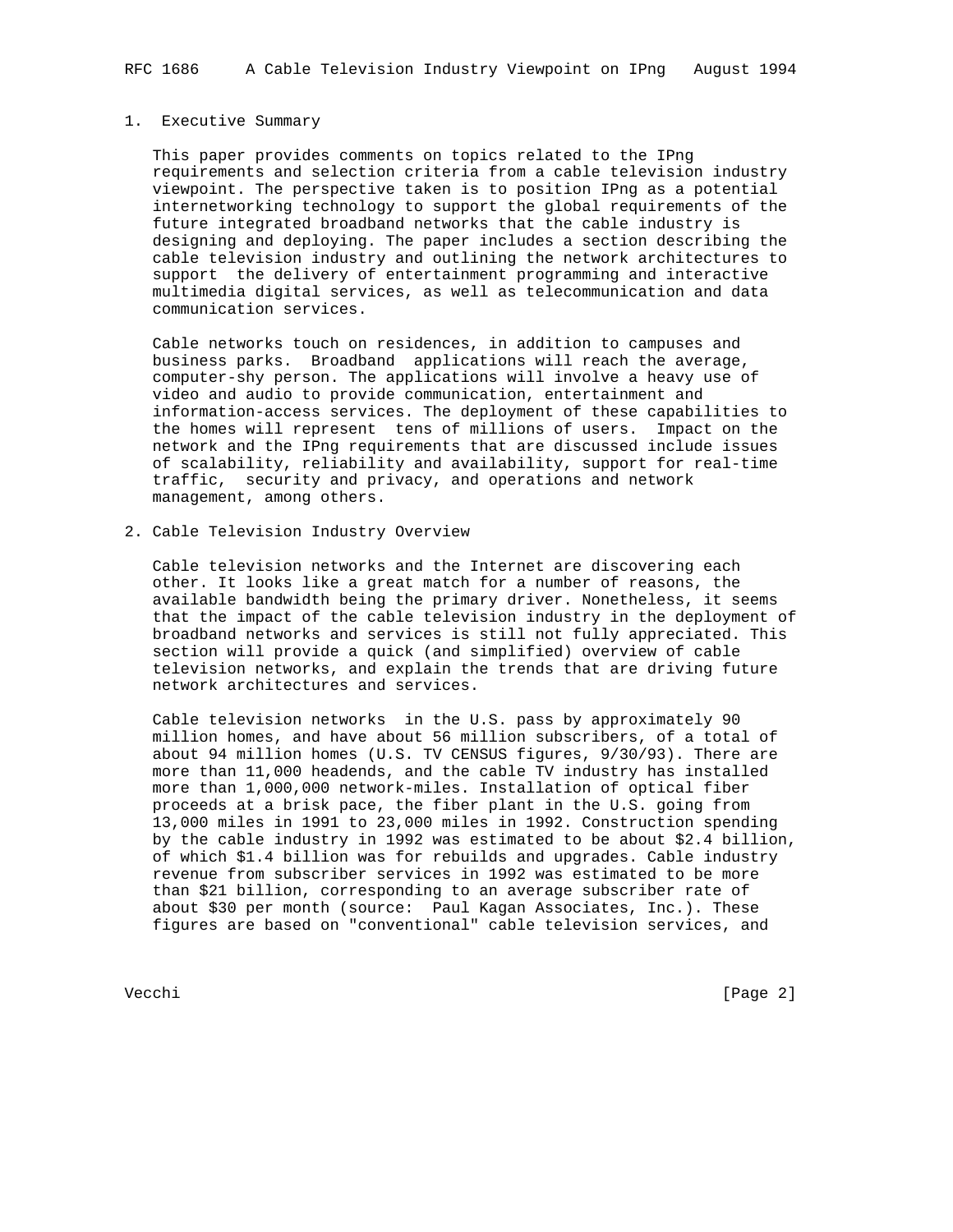## 1. Executive Summary

This paper provides comments on topics related to the IPng requirements and selection criteria from a cable television industry viewpoint. The perspective taken is to position IPng as a potential internetworking technology to support the global requirements of the future integrated broadband networks that the cable industry is designing and deploying. The paper includes a section describing the cable television industry and outlining the network architectures to support the delivery of entertainment programming and interactive multimedia digital services, as well as telecommunication and data communication services.

Cable networks touch on residences, in addition to campuses and business parks. Broadband applications will reach the average, computer-shy person. The applications will involve a heavy use of video and audio to provide communication, entertainment and information-access services. The deployment of these capabilities to the homes will represent tens of millions of users. Impact on the network and the IPng requirements that are discussed include issues of scalability, reliability and availability, support for real-time traffic, security and privacy, and operations and network management, among others.

## 2. Cable Television Industry Overview

Cable television networks and the Internet are discovering each other. It looks like a great match for a number of reasons, the available bandwidth being the primary driver. Nonetheless, it seems that the impact of the cable television industry in the deployment of broadband networks and services is still not fully appreciated. This section will provide a quick (and simplified) overview of cable television networks, and explain the trends that are driving future network architectures and services.

Cable television networks in the U.S. pass by approximately 90 million homes, and have about 56 million subscribers, of a total of about 94 million homes (U.S. TV CENSUS figures, 9/30/93). There are more than 11,000 headends, and the cable TV industry has installed more than 1,000,000 network-miles. Installation of optical fiber proceeds at a brisk pace, the fiber plant in the U.S. going from 13,000 miles in 1991 to 23,000 miles in 1992. Construction spending by the cable industry in 1992 was estimated to be about $2.4 billion, of which $1.4 billion was for rebuilds and upgrades. Cable industry revenue from subscriber services in 1992 was estimated to be more than $21 billion, corresponding to an average subscriber rate of about $30 per month (source: Paul Kagan Associates, Inc.). These figures are based on "conventional" cable television services, and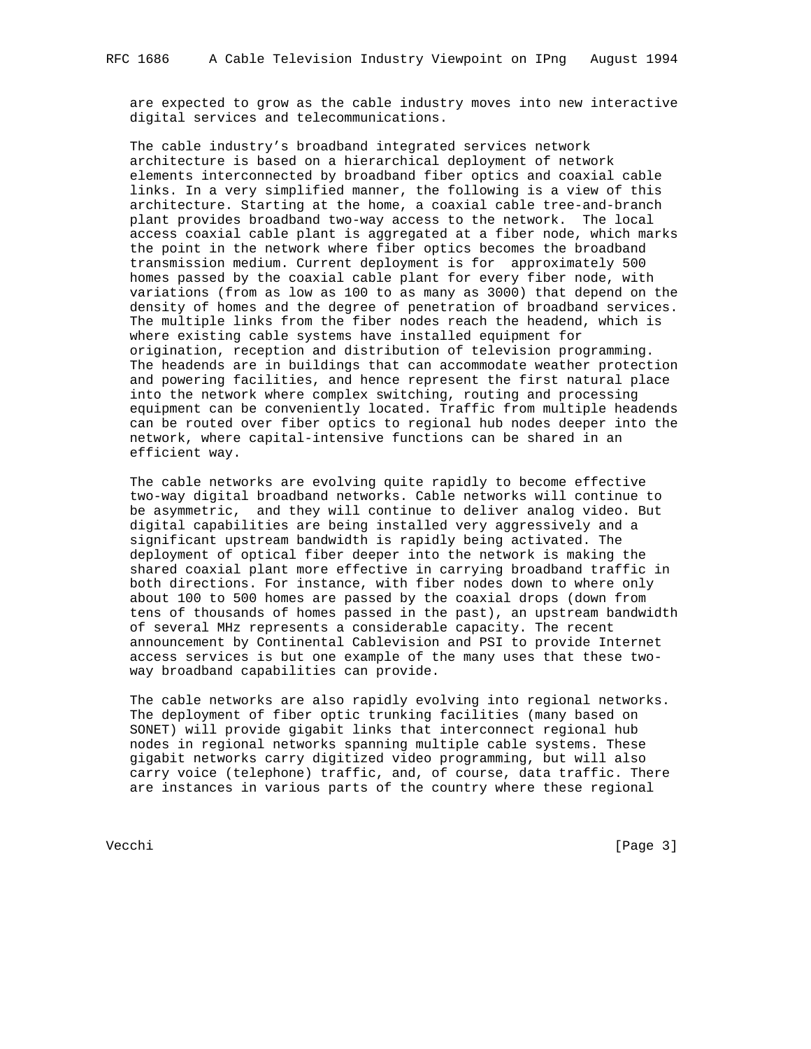are expected to grow as the cable industry moves into new interactive digital services and telecommunications.

The cable industry's broadband integrated services network architecture is based on a hierarchical deployment of network elements interconnected by broadband fiber optics and coaxial cable links. In a very simplified manner, the following is a view of this architecture. Starting at the home, a coaxial cable tree-and-branch plant provides broadband two-way access to the network. The local access coaxial cable plant is aggregated at a fiber node, which marks the point in the network where fiber optics becomes the broadband transmission medium. Current deployment is for approximately 500 homes passed by the coaxial cable plant for every fiber node, with variations (from as low as 100 to as many as 3000) that depend on the density of homes and the degree of penetration of broadband services. The multiple links from the fiber nodes reach the headend, which is where existing cable systems have installed equipment for origination, reception and distribution of television programming. The headends are in buildings that can accommodate weather protection and powering facilities, and hence represent the first natural place into the network where complex switching, routing and processing equipment can be conveniently located. Traffic from multiple headends can be routed over fiber optics to regional hub nodes deeper into the network, where capital-intensive functions can be shared in an efficient way.

The cable networks are evolving quite rapidly to become effective two-way digital broadband networks. Cable networks will continue to be asymmetric, and they will continue to deliver analog video. But digital capabilities are being installed very aggressively and a significant upstream bandwidth is rapidly being activated. The deployment of optical fiber deeper into the network is making the shared coaxial plant more effective in carrying broadband traffic in both directions. For instance, with fiber nodes down to where only about 100 to 500 homes are passed by the coaxial drops (down from tens of thousands of homes passed in the past), an upstream bandwidth of several MHz represents a considerable capacity. The recent announcement by Continental Cablevision and PSI to provide Internet access services is but one example of the many uses that these two-way broadband capabilities can provide.

The cable networks are also rapidly evolving into regional networks. The deployment of fiber optic trunking facilities (many based on SONET) will provide gigabit links that interconnect regional hub nodes in regional networks spanning multiple cable systems. These gigabit networks carry digitized video programming, but will also carry voice (telephone) traffic, and, of course, data traffic. There are instances in various parts of the country where these regional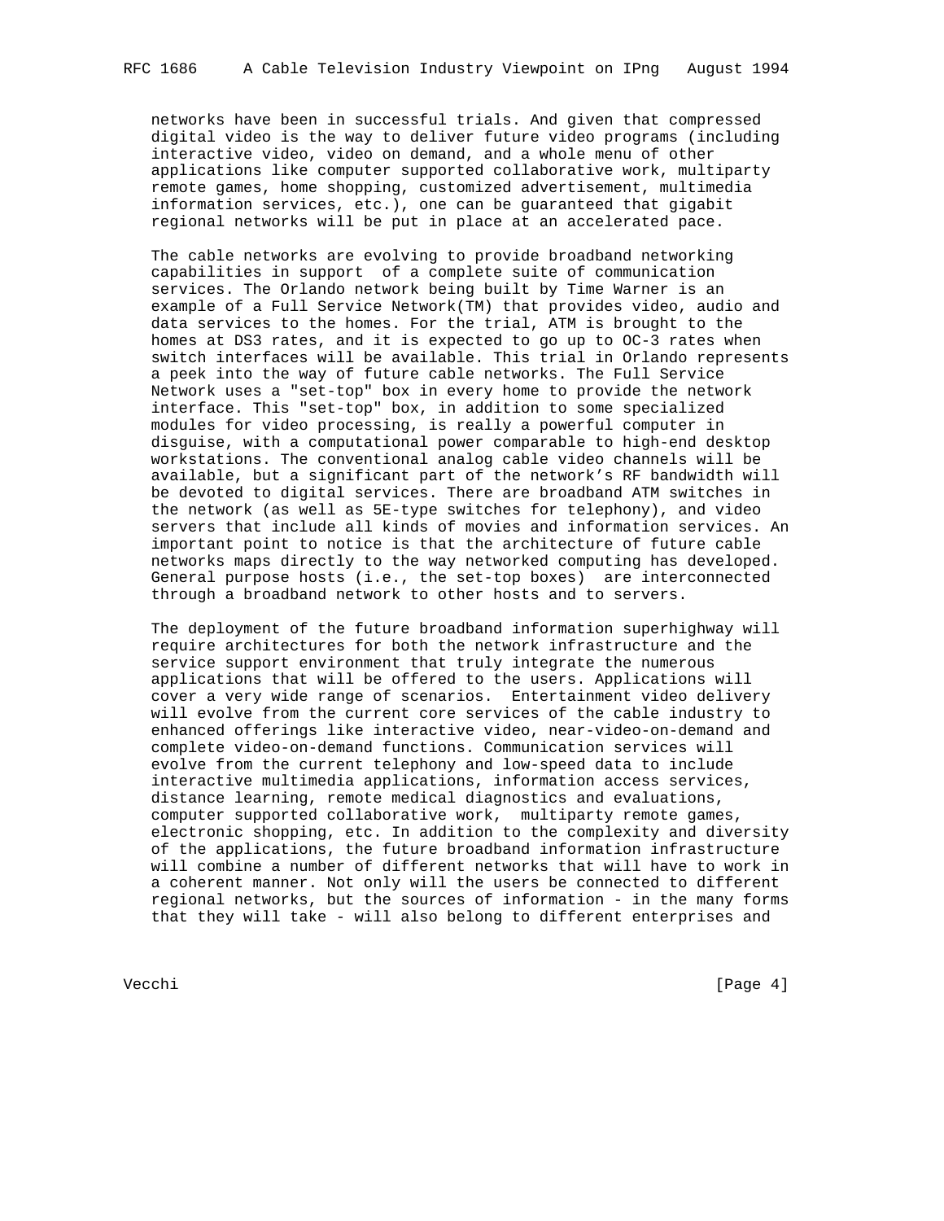networks have been in successful trials. And given that compressed digital video is the way to deliver future video programs (including interactive video, video on demand, and a whole menu of other applications like computer supported collaborative work, multiparty remote games, home shopping, customized advertisement, multimedia information services, etc.), one can be guaranteed that gigabit regional networks will be put in place at an accelerated pace.

The cable networks are evolving to provide broadband networking capabilities in support of a complete suite of communication services. The Orlando network being built by Time Warner is an example of a Full Service Network(TM) that provides video, audio and data services to the homes. For the trial, ATM is brought to the homes at DS3 rates, and it is expected to go up to OC-3 rates when switch interfaces will be available. This trial in Orlando represents a peek into the way of future cable networks. The Full Service Network uses a "set-top" box in every home to provide the network interface. This "set-top" box, in addition to some specialized modules for video processing, is really a powerful computer in disguise, with a computational power comparable to high-end desktop workstations. The conventional analog cable video channels will be available, but a significant part of the network's RF bandwidth will be devoted to digital services. There are broadband ATM switches in the network (as well as 5E-type switches for telephony), and video servers that include all kinds of movies and information services. An important point to notice is that the architecture of future cable networks maps directly to the way networked computing has developed. General purpose hosts (i.e., the set-top boxes) are interconnected through a broadband network to other hosts and to servers.

The deployment of the future broadband information superhighway will require architectures for both the network infrastructure and the service support environment that truly integrate the numerous applications that will be offered to the users. Applications will cover a very wide range of scenarios. Entertainment video delivery will evolve from the current core services of the cable industry to enhanced offerings like interactive video, near-video-on-demand and complete video-on-demand functions. Communication services will evolve from the current telephony and low-speed data to include interactive multimedia applications, information access services, distance learning, remote medical diagnostics and evaluations, computer supported collaborative work, multiparty remote games, electronic shopping, etc. In addition to the complexity and diversity of the applications, the future broadband information infrastructure will combine a number of different networks that will have to work in a coherent manner. Not only will the users be connected to different regional networks, but the sources of information - in the many forms that they will take - will also belong to different enterprises and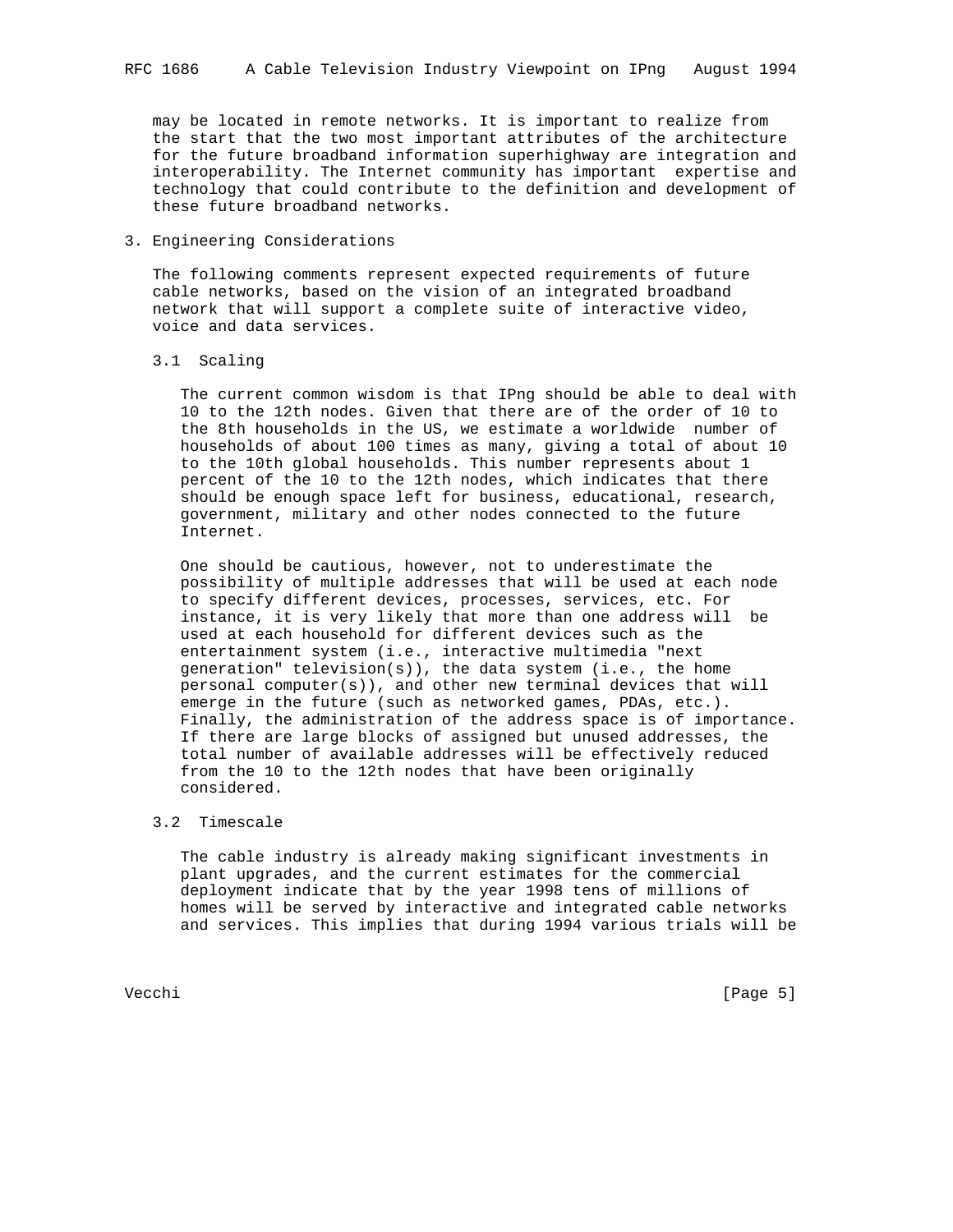may be located in remote networks. It is important to realize from the start that the two most important attributes of the architecture for the future broadband information superhighway are integration and interoperability. The Internet community has important expertise and technology that could contribute to the definition and development of these future broadband networks.

## 3. Engineering Considerations

The following comments represent expected requirements of future cable networks, based on the vision of an integrated broadband network that will support a complete suite of interactive video, voice and data services.

### 3.1 Scaling

The current common wisdom is that IPng should be able to deal with 10 to the 12th nodes. Given that there are of the order of 10 to the 8th households in the US, we estimate a worldwide number of households of about 100 times as many, giving a total of about 10 to the 10th global households. This number represents about 1 percent of the 10 to the 12th nodes, which indicates that there should be enough space left for business, educational, research, government, military and other nodes connected to the future Internet.

One should be cautious, however, not to underestimate the possibility of multiple addresses that will be used at each node to specify different devices, processes, services, etc. For instance, it is very likely that more than one address will be used at each household for different devices such as the entertainment system (i.e., interactive multimedia "next generation" television(s)), the data system (i.e., the home personal computer(s)), and other new terminal devices that will emerge in the future (such as networked games, PDAs, etc.). Finally, the administration of the address space is of importance. If there are large blocks of assigned but unused addresses, the total number of available addresses will be effectively reduced from the 10 to the 12th nodes that have been originally considered.

### 3.2 Timescale

The cable industry is already making significant investments in plant upgrades, and the current estimates for the commercial deployment indicate that by the year 1998 tens of millions of homes will be served by interactive and integrated cable networks and services. This implies that during 1994 various trials will be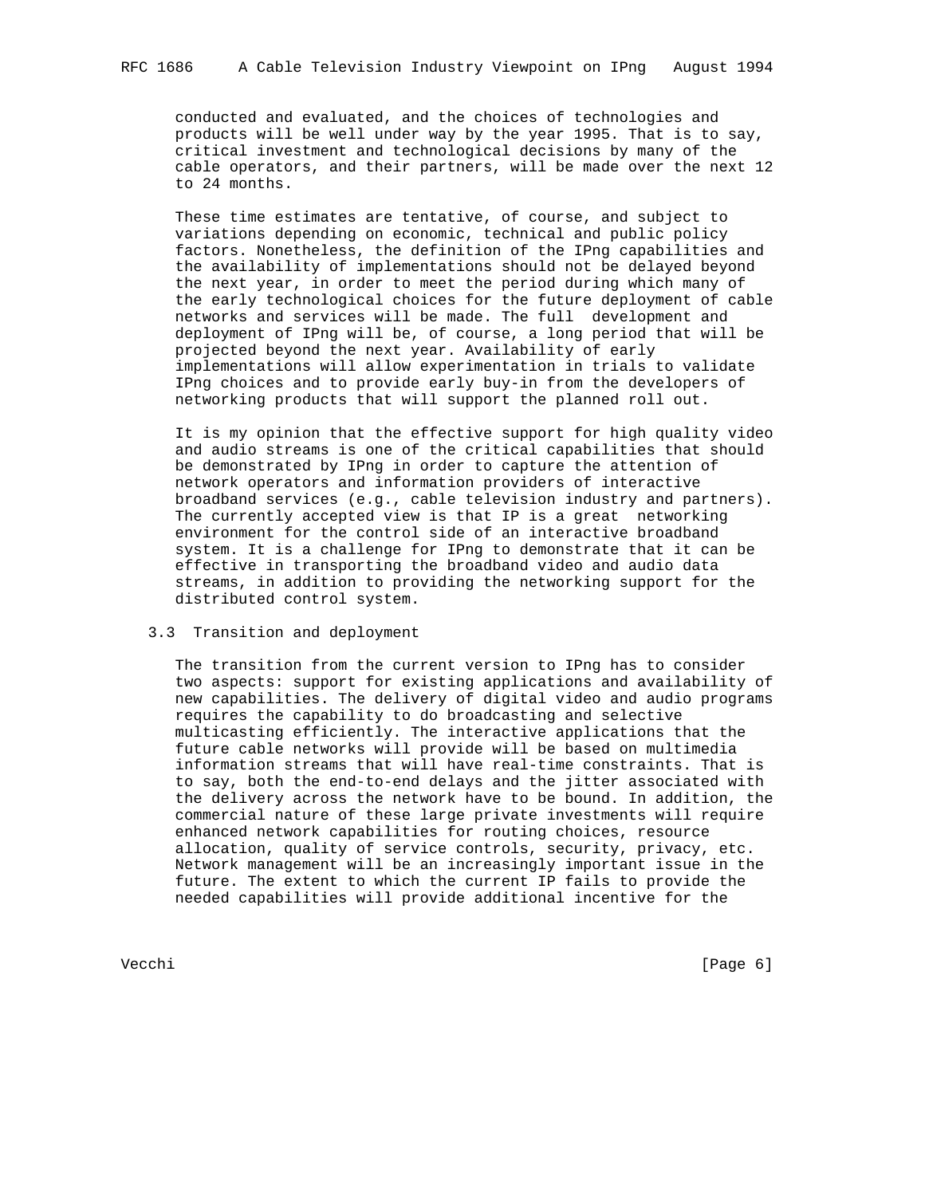conducted and evaluated, and the choices of technologies and products will be well under way by the year 1995. That is to say, critical investment and technological decisions by many of the cable operators, and their partners, will be made over the next 12 to 24 months.

These time estimates are tentative, of course, and subject to variations depending on economic, technical and public policy factors. Nonetheless, the definition of the IPng capabilities and the availability of implementations should not be delayed beyond the next year, in order to meet the period during which many of the early technological choices for the future deployment of cable networks and services will be made. The full development and deployment of IPng will be, of course, a long period that will be projected beyond the next year. Availability of early implementations will allow experimentation in trials to validate IPng choices and to provide early buy-in from the developers of networking products that will support the planned roll out.

It is my opinion that the effective support for high quality video and audio streams is one of the critical capabilities that should be demonstrated by IPng in order to capture the attention of network operators and information providers of interactive broadband services (e.g., cable television industry and partners). The currently accepted view is that IP is a great networking environment for the control side of an interactive broadband system. It is a challenge for IPng to demonstrate that it can be effective in transporting the broadband video and audio data streams, in addition to providing the networking support for the distributed control system.

### 3.3 Transition and deployment

The transition from the current version to IPng has to consider two aspects: support for existing applications and availability of new capabilities. The delivery of digital video and audio programs requires the capability to do broadcasting and selective multicasting efficiently. The interactive applications that the future cable networks will provide will be based on multimedia information streams that will have real-time constraints. That is to say, both the end-to-end delays and the jitter associated with the delivery across the network have to be bound. In addition, the commercial nature of these large private investments will require enhanced network capabilities for routing choices, resource allocation, quality of service controls, security, privacy, etc. Network management will be an increasingly important issue in the future. The extent to which the current IP fails to provide the needed capabilities will provide additional incentive for the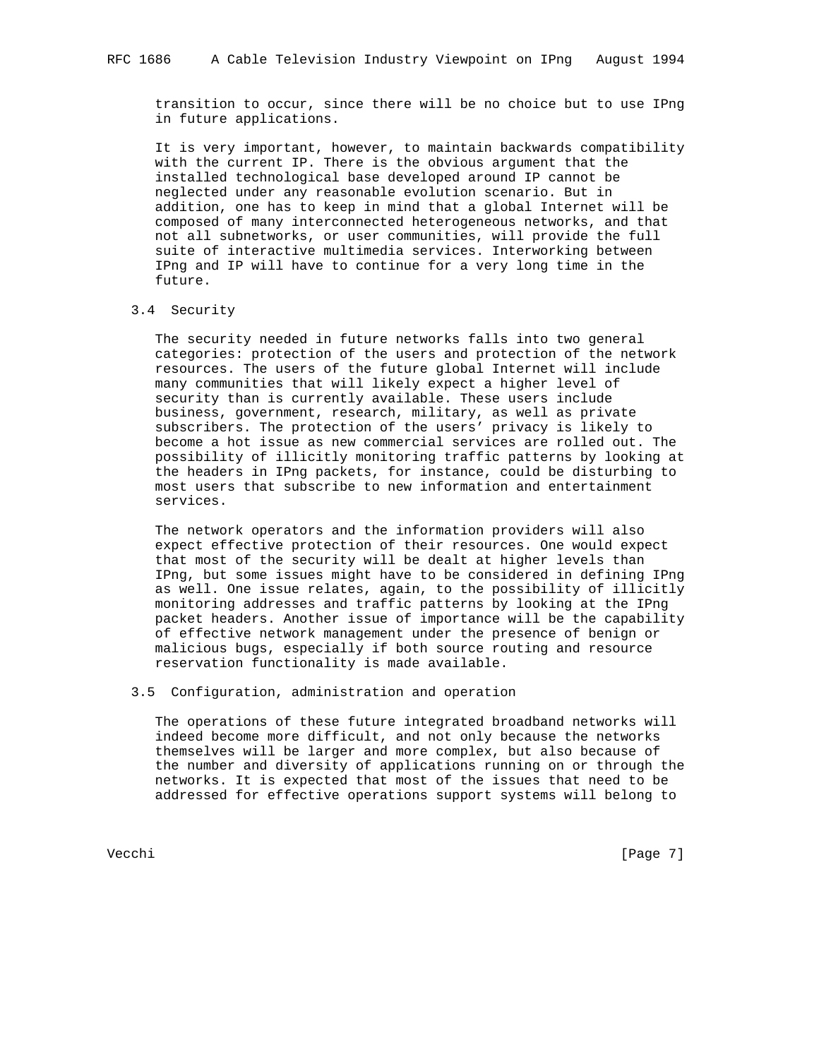transition to occur, since there will be no choice but to use IPng in future applications.

It is very important, however, to maintain backwards compatibility with the current IP. There is the obvious argument that the installed technological base developed around IP cannot be neglected under any reasonable evolution scenario. But in addition, one has to keep in mind that a global Internet will be composed of many interconnected heterogeneous networks, and that not all subnetworks, or user communities, will provide the full suite of interactive multimedia services. Interworking between IPng and IP will have to continue for a very long time in the future.

## 3.4 Security

The security needed in future networks falls into two general categories: protection of the users and protection of the network resources. The users of the future global Internet will include many communities that will likely expect a higher level of security than is currently available. These users include business, government, research, military, as well as private subscribers. The protection of the users' privacy is likely to become a hot issue as new commercial services are rolled out. The possibility of illicitly monitoring traffic patterns by looking at the headers in IPng packets, for instance, could be disturbing to most users that subscribe to new information and entertainment services.

The network operators and the information providers will also expect effective protection of their resources. One would expect that most of the security will be dealt at higher levels than IPng, but some issues might have to be considered in defining IPng as well. One issue relates, again, to the possibility of illicitly monitoring addresses and traffic patterns by looking at the IPng packet headers. Another issue of importance will be the capability of effective network management under the presence of benign or malicious bugs, especially if both source routing and resource reservation functionality is made available.

## 3.5 Configuration, administration and operation

The operations of these future integrated broadband networks will indeed become more difficult, and not only because the networks themselves will be larger and more complex, but also because of the number and diversity of applications running on or through the networks. It is expected that most of the issues that need to be addressed for effective operations support systems will belong to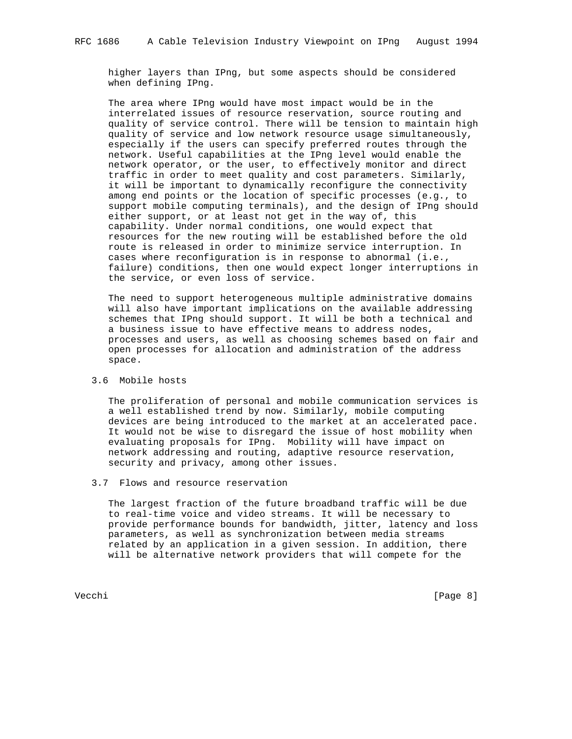higher layers than IPng, but some aspects should be considered when defining IPng.

The area where IPng would have most impact would be in the interrelated issues of resource reservation, source routing and quality of service control. There will be tension to maintain high quality of service and low network resource usage simultaneously, especially if the users can specify preferred routes through the network. Useful capabilities at the IPng level would enable the network operator, or the user, to effectively monitor and direct traffic in order to meet quality and cost parameters. Similarly, it will be important to dynamically reconfigure the connectivity among end points or the location of specific processes (e.g., to support mobile computing terminals), and the design of IPng should either support, or at least not get in the way of, this capability. Under normal conditions, one would expect that resources for the new routing will be established before the old route is released in order to minimize service interruption. In cases where reconfiguration is in response to abnormal (i.e., failure) conditions, then one would expect longer interruptions in the service, or even loss of service.

The need to support heterogeneous multiple administrative domains will also have important implications on the available addressing schemes that IPng should support. It will be both a technical and a business issue to have effective means to address nodes, processes and users, as well as choosing schemes based on fair and open processes for allocation and administration of the address space.

## 3.6 Mobile hosts

The proliferation of personal and mobile communication services is a well established trend by now. Similarly, mobile computing devices are being introduced to the market at an accelerated pace. It would not be wise to disregard the issue of host mobility when evaluating proposals for IPng. Mobility will have impact on network addressing and routing, adaptive resource reservation, security and privacy, among other issues.

## 3.7 Flows and resource reservation

The largest fraction of the future broadband traffic will be due to real-time voice and video streams. It will be necessary to provide performance bounds for bandwidth, jitter, latency and loss parameters, as well as synchronization between media streams related by an application in a given session. In addition, there will be alternative network providers that will compete for the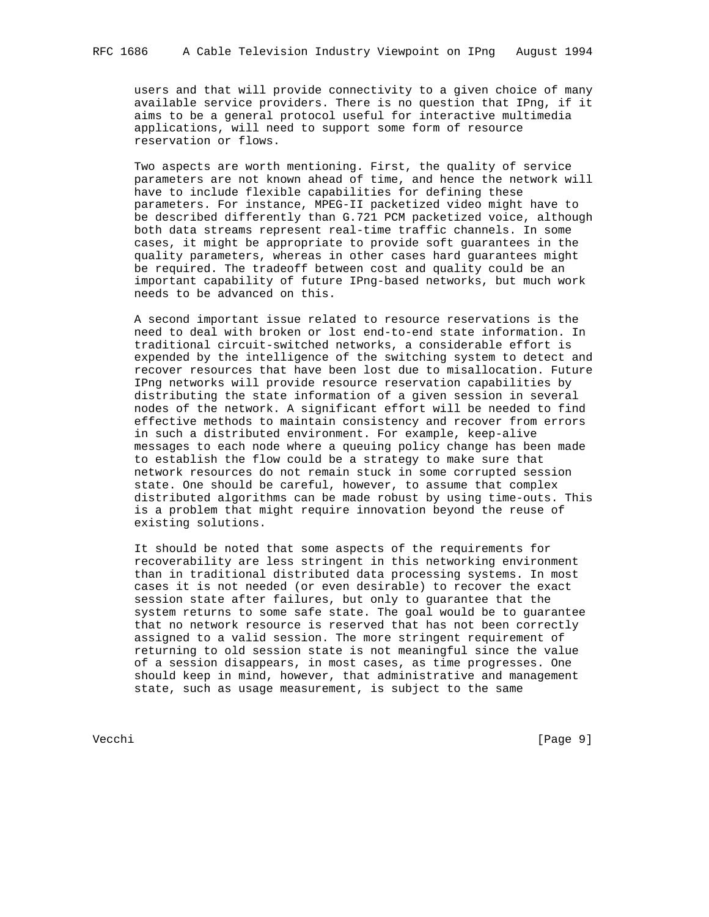users and that will provide connectivity to a given choice of many available service providers. There is no question that IPng, if it aims to be a general protocol useful for interactive multimedia applications, will need to support some form of resource reservation or flows.

Two aspects are worth mentioning. First, the quality of service parameters are not known ahead of time, and hence the network will have to include flexible capabilities for defining these parameters. For instance, MPEG-II packetized video might have to be described differently than G.721 PCM packetized voice, although both data streams represent real-time traffic channels. In some cases, it might be appropriate to provide soft guarantees in the quality parameters, whereas in other cases hard guarantees might be required. The tradeoff between cost and quality could be an important capability of future IPng-based networks, but much work needs to be advanced on this.

A second important issue related to resource reservations is the need to deal with broken or lost end-to-end state information. In traditional circuit-switched networks, a considerable effort is expended by the intelligence of the switching system to detect and recover resources that have been lost due to misallocation. Future IPng networks will provide resource reservation capabilities by distributing the state information of a given session in several nodes of the network. A significant effort will be needed to find effective methods to maintain consistency and recover from errors in such a distributed environment. For example, keep-alive messages to each node where a queuing policy change has been made to establish the flow could be a strategy to make sure that network resources do not remain stuck in some corrupted session state. One should be careful, however, to assume that complex distributed algorithms can be made robust by using time-outs. This is a problem that might require innovation beyond the reuse of existing solutions.

It should be noted that some aspects of the requirements for recoverability are less stringent in this networking environment than in traditional distributed data processing systems. In most cases it is not needed (or even desirable) to recover the exact session state after failures, but only to guarantee that the system returns to some safe state. The goal would be to guarantee that no network resource is reserved that has not been correctly assigned to a valid session. The more stringent requirement of returning to old session state is not meaningful since the value of a session disappears, in most cases, as time progresses. One should keep in mind, however, that administrative and management state, such as usage measurement, is subject to the same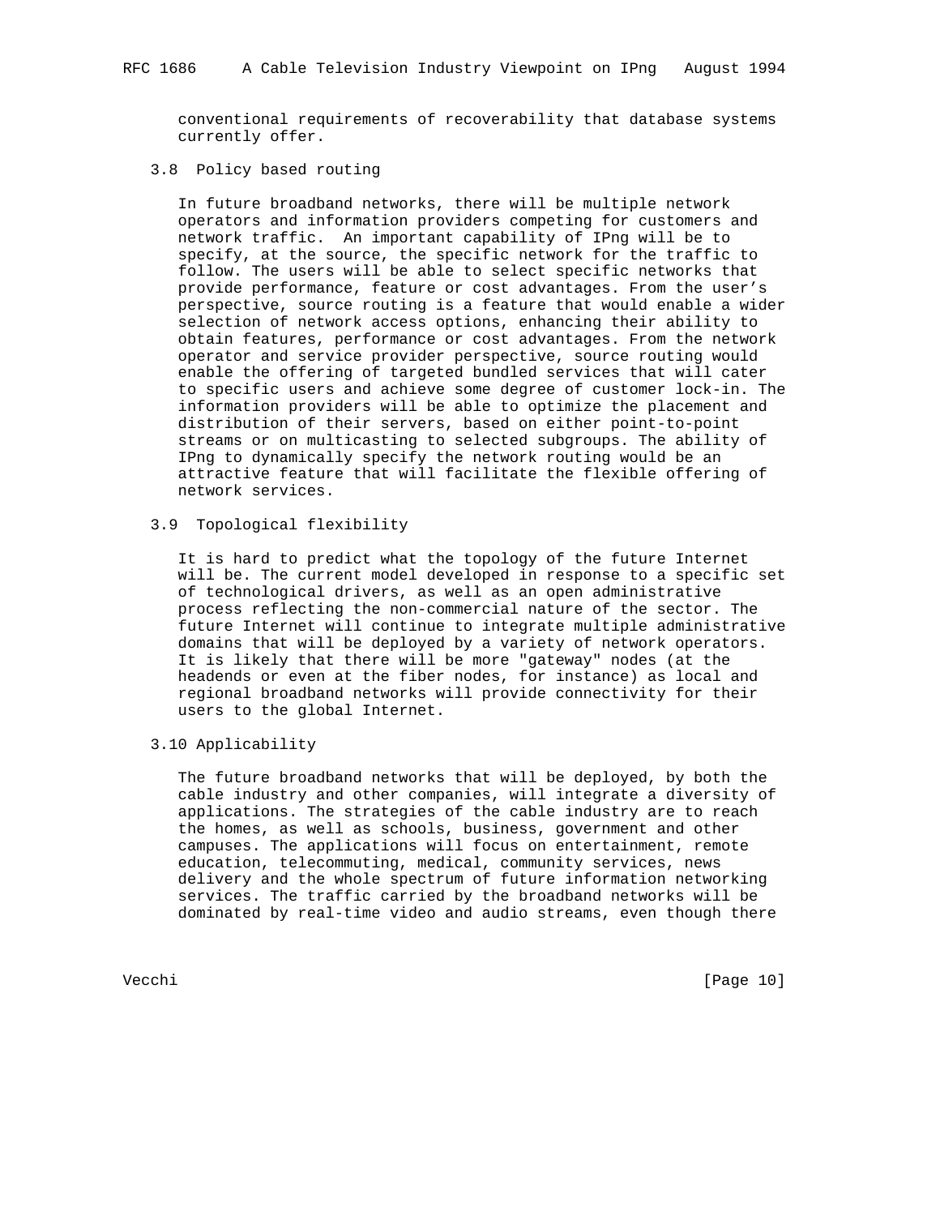conventional requirements of recoverability that database systems currently offer.

### 3.8 Policy based routing

In future broadband networks, there will be multiple network operators and information providers competing for customers and network traffic. An important capability of IPng will be to specify, at the source, the specific network for the traffic to follow. The users will be able to select specific networks that provide performance, feature or cost advantages. From the user’s perspective, source routing is a feature that would enable a wider selection of network access options, enhancing their ability to obtain features, performance or cost advantages. From the network operator and service provider perspective, source routing would enable the offering of targeted bundled services that will cater to specific users and achieve some degree of customer lock-in. The information providers will be able to optimize the placement and distribution of their servers, based on either point-to-point streams or on multicasting to selected subgroups. The ability of IPng to dynamically specify the network routing would be an attractive feature that will facilitate the flexible offering of network services.

### 3.9 Topological flexibility

It is hard to predict what the topology of the future Internet will be. The current model developed in response to a specific set of technological drivers, as well as an open administrative process reflecting the non-commercial nature of the sector. The future Internet will continue to integrate multiple administrative domains that will be deployed by a variety of network operators. It is likely that there will be more "gateway" nodes (at the headends or even at the fiber nodes, for instance) as local and regional broadband networks will provide connectivity for their users to the global Internet.

### 3.10 Applicability

The future broadband networks that will be deployed, by both the cable industry and other companies, will integrate a diversity of applications. The strategies of the cable industry are to reach the homes, as well as schools, business, government and other campuses. The applications will focus on entertainment, remote education, telecommuting, medical, community services, news delivery and the whole spectrum of future information networking services. The traffic carried by the broadband networks will be dominated by real-time video and audio streams, even though there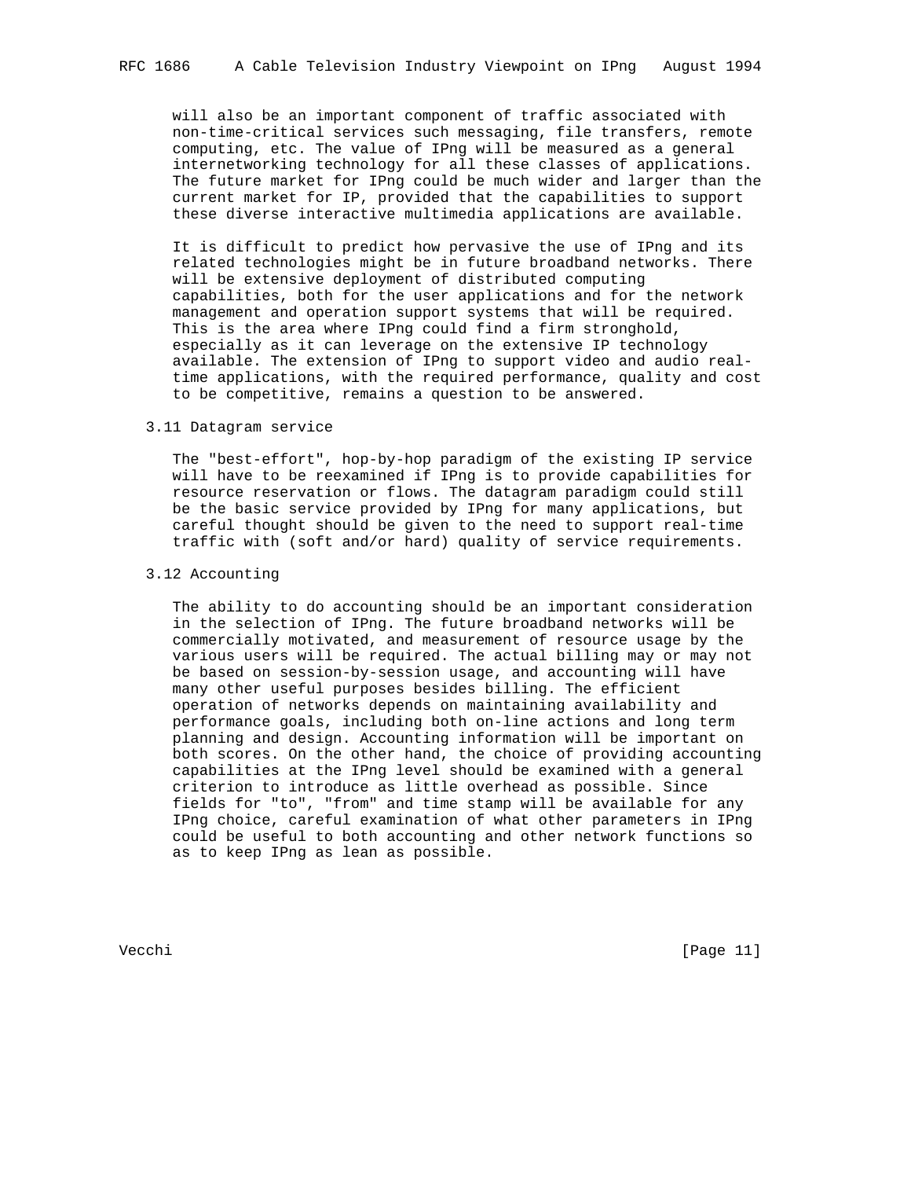will also be an important component of traffic associated with non-time-critical services such messaging, file transfers, remote computing, etc. The value of IPng will be measured as a general internetworking technology for all these classes of applications. The future market for IPng could be much wider and larger than the current market for IP, provided that the capabilities to support these diverse interactive multimedia applications are available.

It is difficult to predict how pervasive the use of IPng and its related technologies might be in future broadband networks. There will be extensive deployment of distributed computing capabilities, both for the user applications and for the network management and operation support systems that will be required. This is the area where IPng could find a firm stronghold, especially as it can leverage on the extensive IP technology available. The extension of IPng to support video and audio real-time applications, with the required performance, quality and cost to be competitive, remains a question to be answered.

### 3.11 Datagram service

The "best-effort", hop-by-hop paradigm of the existing IP service will have to be reexamined if IPng is to provide capabilities for resource reservation or flows. The datagram paradigm could still be the basic service provided by IPng for many applications, but careful thought should be given to the need to support real-time traffic with (soft and/or hard) quality of service requirements.

### 3.12 Accounting

The ability to do accounting should be an important consideration in the selection of IPng. The future broadband networks will be commercially motivated, and measurement of resource usage by the various users will be required. The actual billing may or may not be based on session-by-session usage, and accounting will have many other useful purposes besides billing. The efficient operation of networks depends on maintaining availability and performance goals, including both on-line actions and long term planning and design. Accounting information will be important on both scores. On the other hand, the choice of providing accounting capabilities at the IPng level should be examined with a general criterion to introduce as little overhead as possible. Since fields for "to", "from" and time stamp will be available for any IPng choice, careful examination of what other parameters in IPng could be useful to both accounting and other network functions so as to keep IPng as lean as possible.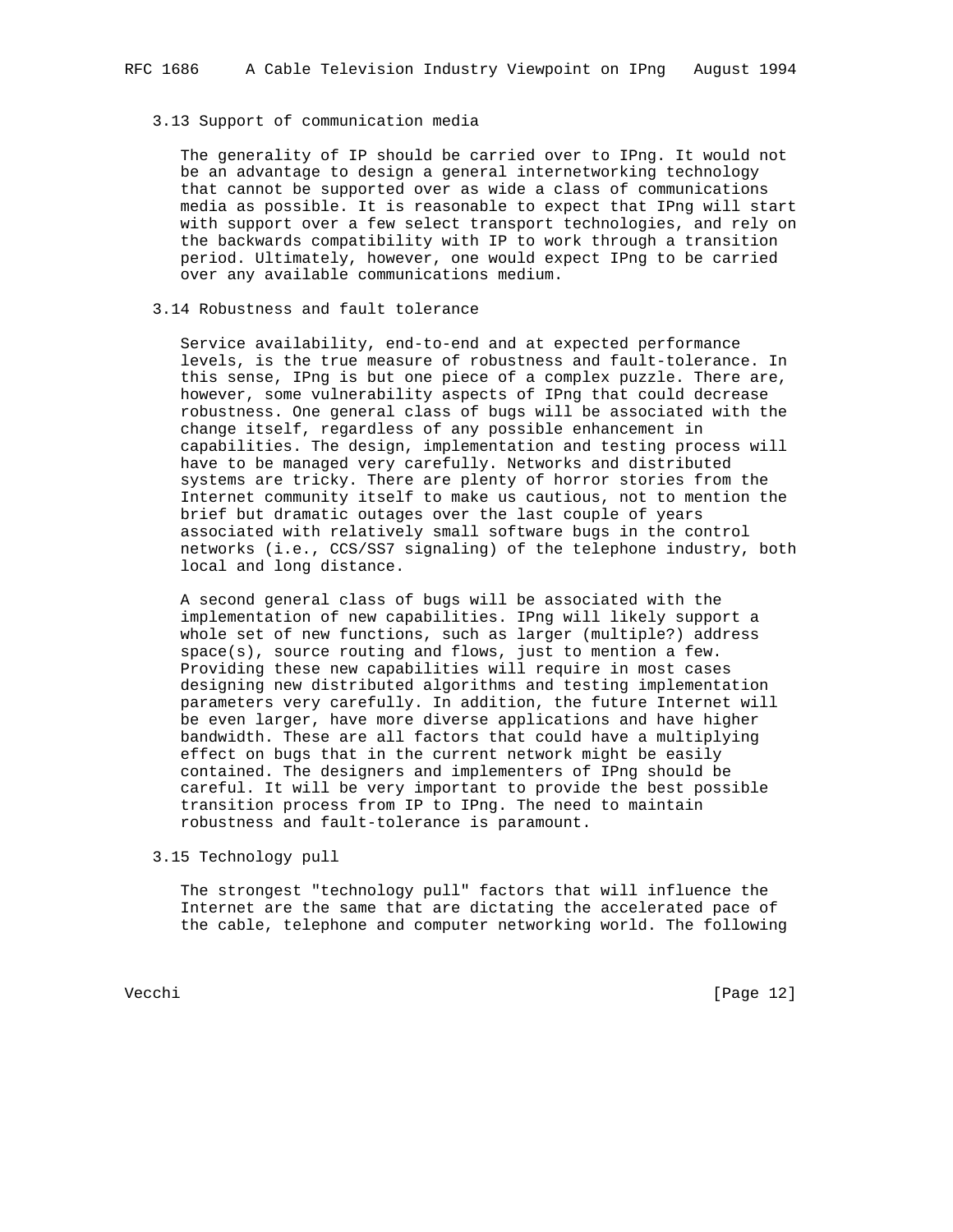### 3.13 Support of communication media

The generality of IP should be carried over to IPng. It would not be an advantage to design a general internetworking technology that cannot be supported over as wide a class of communications media as possible. It is reasonable to expect that IPng will start with support over a few select transport technologies, and rely on the backwards compatibility with IP to work through a transition period. Ultimately, however, one would expect IPng to be carried over any available communications medium.

### 3.14 Robustness and fault tolerance

Service availability, end-to-end and at expected performance levels, is the true measure of robustness and fault-tolerance. In this sense, IPng is but one piece of a complex puzzle. There are, however, some vulnerability aspects of IPng that could decrease robustness. One general class of bugs will be associated with the change itself, regardless of any possible enhancement in capabilities. The design, implementation and testing process will have to be managed very carefully. Networks and distributed systems are tricky. There are plenty of horror stories from the Internet community itself to make us cautious, not to mention the brief but dramatic outages over the last couple of years associated with relatively small software bugs in the control networks (i.e., CCS/SS7 signaling) of the telephone industry, both local and long distance.

A second general class of bugs will be associated with the implementation of new capabilities. IPng will likely support a whole set of new functions, such as larger (multiple?) address space(s), source routing and flows, just to mention a few. Providing these new capabilities will require in most cases designing new distributed algorithms and testing implementation parameters very carefully. In addition, the future Internet will be even larger, have more diverse applications and have higher bandwidth. These are all factors that could have a multiplying effect on bugs that in the current network might be easily contained. The designers and implementers of IPng should be careful. It will be very important to provide the best possible transition process from IP to IPng. The need to maintain robustness and fault-tolerance is paramount.

### 3.15 Technology pull

The strongest "technology pull" factors that will influence the Internet are the same that are dictating the accelerated pace of the cable, telephone and computer networking world. The following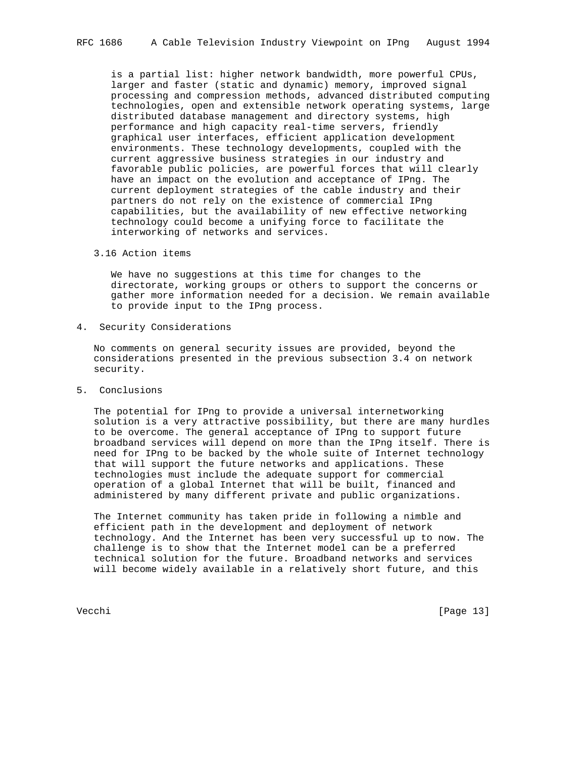is a partial list: higher network bandwidth, more powerful CPUs, larger and faster (static and dynamic) memory, improved signal processing and compression methods, advanced distributed computing technologies, open and extensible network operating systems, large distributed database management and directory systems, high performance and high capacity real-time servers, friendly graphical user interfaces, efficient application development environments. These technology developments, coupled with the current aggressive business strategies in our industry and favorable public policies, are powerful forces that will clearly have an impact on the evolution and acceptance of IPng. The current deployment strategies of the cable industry and their partners do not rely on the existence of commercial IPng capabilities, but the availability of new effective networking technology could become a unifying force to facilitate the interworking of networks and services.

### 3.16 Action items

We have no suggestions at this time for changes to the directorate, working groups or others to support the concerns or gather more information needed for a decision. We remain available to provide input to the IPng process.

## 4. Security Considerations

No comments on general security issues are provided, beyond the considerations presented in the previous subsection 3.4 on network security.

## 5. Conclusions

The potential for IPng to provide a universal internetworking solution is a very attractive possibility, but there are many hurdles to be overcome. The general acceptance of IPng to support future broadband services will depend on more than the IPng itself. There is need for IPng to be backed by the whole suite of Internet technology that will support the future networks and applications. These technologies must include the adequate support for commercial operation of a global Internet that will be built, financed and administered by many different private and public organizations.

The Internet community has taken pride in following a nimble and efficient path in the development and deployment of network technology. And the Internet has been very successful up to now. The challenge is to show that the Internet model can be a preferred technical solution for the future. Broadband networks and services will become widely available in a relatively short future, and this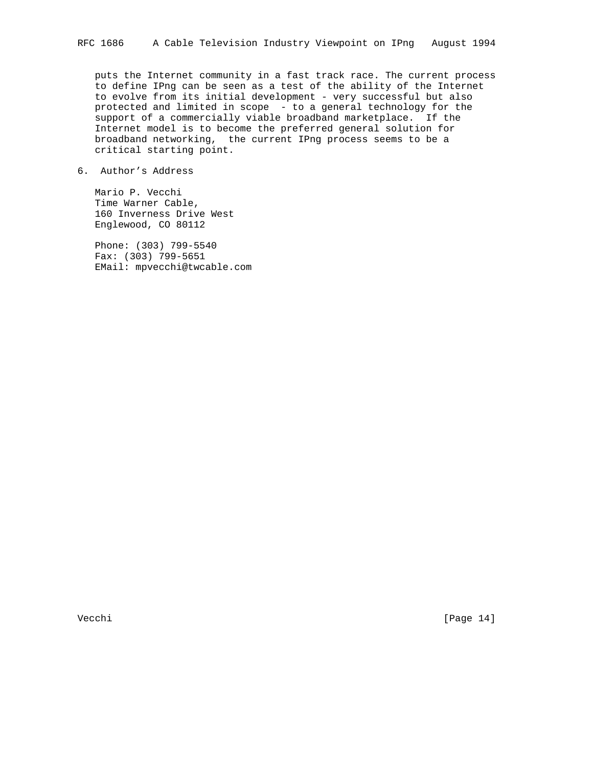puts the Internet community in a fast track race. The current process to define IPng can be seen as a test of the ability of the Internet to evolve from its initial development - very successful but also protected and limited in scope - to a general technology for the support of a commercially viable broadband marketplace. If the Internet model is to become the preferred general solution for broadband networking, the current IPng process seems to be a critical starting point.

## 6. Author's Address

Mario P. Vecchi
Time Warner Cable,
160 Inverness Drive West
Englewood, CO 80112

Phone: (303) 799-5540
Fax: (303) 799-5651
EMail: mpvecchi@twcable.com